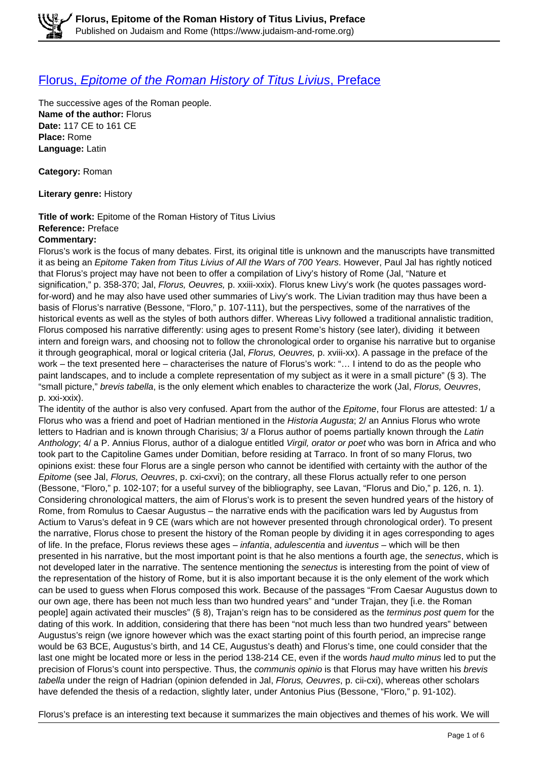# Florus, *Epitome of the Roman History of Titus Livius*, Preface

The successive ages of the Roman people.
**Name of the author:** Florus
**Date:** 117 CE to 161 CE
**Place:** Rome
**Language:** Latin

**Category:** Roman

**Literary genre:** History

**Title of work:** Epitome of the Roman History of Titus Livius
**Reference:** Preface
**Commentary:**

Florus's work is the focus of many debates. First, its original title is unknown and the manuscripts have transmitted it as being an *Epitome Taken from Titus Livius of All the Wars of 700 Years*. However, Paul Jal has rightly noticed that Florus's project may have not been to offer a compilation of Livy's history of Rome (Jal, "Nature et signification," p. 358-370; Jal, *Florus, Oeuvres,* p. xxiii-xxix). Florus knew Livy's work (he quotes passages word-for-word) and he may also have used other summaries of Livy's work. The Livian tradition may thus have been a basis of Florus's narrative (Bessone, "Floro," p. 107-111), but the perspectives, some of the narratives of the historical events as well as the styles of both authors differ. Whereas Livy followed a traditional annalistic tradition, Florus composed his narrative differently: using ages to present Rome's history (see later), dividing it between intern and foreign wars, and choosing not to follow the chronological order to organise his narrative but to organise it through geographical, moral or logical criteria (Jal, *Florus, Oeuvres,* p. xviii-xx). A passage in the preface of the work – the text presented here – characterises the nature of Florus's work: "… I intend to do as the people who paint landscapes, and to include a complete representation of my subject as it were in a small picture" (§ 3). The "small picture," *brevis tabella*, is the only element which enables to characterize the work (Jal, *Florus, Oeuvres*, p. xxi-xxix).

The identity of the author is also very confused. Apart from the author of the *Epitome*, four Florus are attested: 1/ a Florus who was a friend and poet of Hadrian mentioned in the *Historia Augusta*; 2/ an Annius Florus who wrote letters to Hadrian and is known through Charisius; 3/ a Florus author of poems partially known through the *Latin Anthology*; 4/ a P. Annius Florus, author of a dialogue entitled *Virgil, orator or poet* who was born in Africa and who took part to the Capitoline Games under Domitian, before residing at Tarraco. In front of so many Florus, two opinions exist: these four Florus are a single person who cannot be identified with certainty with the author of the *Epitome* (see Jal, *Florus, Oeuvres*, p. cxi-cxvi); on the contrary, all these Florus actually refer to one person (Bessone, "Floro," p. 102-107; for a useful survey of the bibliography, see Lavan, "Florus and Dio," p. 126, n. 1). Considering chronological matters, the aim of Florus's work is to present the seven hundred years of the history of Rome, from Romulus to Caesar Augustus – the narrative ends with the pacification wars led by Augustus from Actium to Varus's defeat in 9 CE (wars which are not however presented through chronological order). To present the narrative, Florus chose to present the history of the Roman people by dividing it in ages corresponding to ages of life. In the preface, Florus reviews these ages – *infantia*, *adulescentia* and *iuventus* – which will be then presented in his narrative, but the most important point is that he also mentions a fourth age, the *senectus*, which is not developed later in the narrative. The sentence mentioning the *senectus* is interesting from the point of view of the representation of the history of Rome, but it is also important because it is the only element of the work which can be used to guess when Florus composed this work. Because of the passages "From Caesar Augustus down to our own age, there has been not much less than two hundred years" and "under Trajan, they [i.e. the Roman people] again activated their muscles" (§ 8), Trajan's reign has to be considered as the *terminus post quem* for the dating of this work. In addition, considering that there has been "not much less than two hundred years" between Augustus's reign (we ignore however which was the exact starting point of this fourth period, an imprecise range would be 63 BCE, Augustus's birth, and 14 CE, Augustus's death) and Florus's time, one could consider that the last one might be located more or less in the period 138-214 CE, even if the words *haud multo minus* led to put the precision of Florus's count into perspective. Thus, the *communis opinio* is that Florus may have written his *brevis tabella* under the reign of Hadrian (opinion defended in Jal, *Florus, Oeuvres*, p. cii-cxi), whereas other scholars have defended the thesis of a redaction, slightly later, under Antonius Pius (Bessone, "Floro," p. 91-102).

Florus's preface is an interesting text because it summarizes the main objectives and themes of his work. We will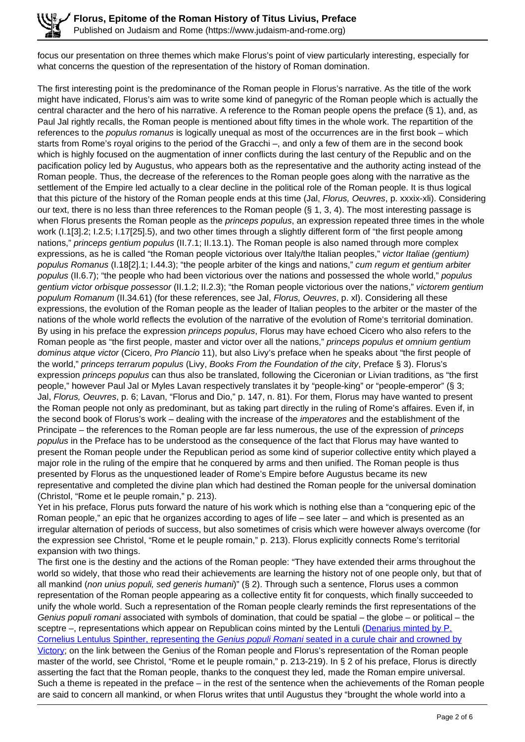focus our presentation on three themes which make Florus's point of view particularly interesting, especially for what concerns the question of the representation of the history of Roman domination.

The first interesting point is the predominance of the Roman people in Florus's narrative. As the title of the work might have indicated, Florus's aim was to write some kind of panegyric of the Roman people which is actually the central character and the hero of his narrative. A reference to the Roman people opens the preface (§ 1), and, as Paul Jal rightly recalls, the Roman people is mentioned about fifty times in the whole work. The repartition of the references to the *populus romanus* is logically unequal as most of the occurrences are in the first book – which starts from Rome's royal origins to the period of the Gracchi –, and only a few of them are in the second book which is highly focused on the augmentation of inner conflicts during the last century of the Republic and on the pacification policy led by Augustus, who appears both as the representative and the authority acting instead of the Roman people. Thus, the decrease of the references to the Roman people goes along with the narrative as the settlement of the Empire led actually to a clear decline in the political role of the Roman people. It is thus logical that this picture of the history of the Roman people ends at this time (Jal, *Florus, Oeuvres*, p. xxxix-xli). Considering our text, there is no less than three references to the Roman people (§ 1, 3, 4). The most interesting passage is when Florus presents the Roman people as the *princeps populus*, an expression repeated three times in the whole work (I.1[3].2; I.2.5; I.17[25].5), and two other times through a slightly different form of "the first people among nations," *princeps gentium populus* (II.7.1; II.13.1). The Roman people is also named through more complex expressions, as he is called "the Roman people victorious over Italy/the Italian peoples," *victor Italiae (gentium) populus Romanus* (I.18[2].1; I.44.3); "the people arbiter of the kings and nations," *cum regum et gentium arbiter populus* (II.6.7); "the people who had been victorious over the nations and possessed the whole world," *populus gentium victor orbisque possessor* (II.1.2; II.2.3); "the Roman people victorious over the nations," *victorem gentium populum Romanum* (II.34.61) (for these references, see Jal, *Florus, Oeuvres*, p. xl). Considering all these expressions, the evolution of the Roman people as the leader of Italian peoples to the arbiter or the master of the nations of the whole world reflects the evolution of the narrative of the evolution of Rome's territorial domination. By using in his preface the expression *princeps populus*, Florus may have echoed Cicero who also refers to the Roman people as "the first people, master and victor over all the nations," *princeps populus et omnium gentium dominus atque victor* (Cicero, *Pro Plancio* 11), but also Livy's preface when he speaks about "the first people of the world," *princeps terrarum populus* (Livy, *Books From the Foundation of the city*, Preface § 3). Florus's expression *princeps populus* can thus also be translated, following the Ciceronian or Livian traditions, as "the first people," however Paul Jal or Myles Lavan respectively translates it by "people-king" or "people-emperor" (§ 3; Jal, *Florus, Oeuvres*, p. 6; Lavan, "Florus and Dio," p. 147, n. 81). For them, Florus may have wanted to present the Roman people not only as predominant, but as taking part directly in the ruling of Rome's affaires. Even if, in the second book of Florus's work – dealing with the increase of the *imperatores* and the establishment of the Principate – the references to the Roman people are far less numerous, the use of the expression of *princeps populus* in the Preface has to be understood as the consequence of the fact that Florus may have wanted to present the Roman people under the Republican period as some kind of superior collective entity which played a major role in the ruling of the empire that he conquered by arms and then unified. The Roman people is thus presented by Florus as the unquestioned leader of Rome's Empire before Augustus became its new representative and completed the divine plan which had destined the Roman people for the universal domination (Christol, "Rome et le peuple romain," p. 213).

Yet in his preface, Florus puts forward the nature of his work which is nothing else than a "conquering epic of the Roman people," an epic that he organizes according to ages of life – see later – and which is presented as an irregular alternation of periods of success, but also sometimes of crisis which were however always overcome (for the expression see Christol, "Rome et le peuple romain," p. 213). Florus explicitly connects Rome's territorial expansion with two things.

The first one is the destiny and the actions of the Roman people: "They have extended their arms throughout the world so widely, that those who read their achievements are learning the history not of one people only, but that of all mankind (*non unius populi, sed generis humani*)" (§ 2). Through such a sentence, Florus uses a common representation of the Roman people appearing as a collective entity fit for conquests, which finally succeeded to unify the whole world. Such a representation of the Roman people clearly reminds the first representations of the *Genius populi romani* associated with symbols of domination, that could be spatial – the globe – or political – the sceptre –, representations which appear on Republican coins minted by the Lentuli (Denarius minted by P. Cornelius Lentulus Spinther, representing the *Genius populi Romani* seated in a curule chair and crowned by Victory; on the link between the Genius of the Roman people and Florus's representation of the Roman people master of the world, see Christol, "Rome et le peuple romain," p. 213-219). In § 2 of his preface, Florus is directly asserting the fact that the Roman people, thanks to the conquest they led, made the Roman empire universal. Such a theme is repeated in the preface – in the rest of the sentence when the achievements of the Roman people are said to concern all mankind, or when Florus writes that until Augustus they "brought the whole world into a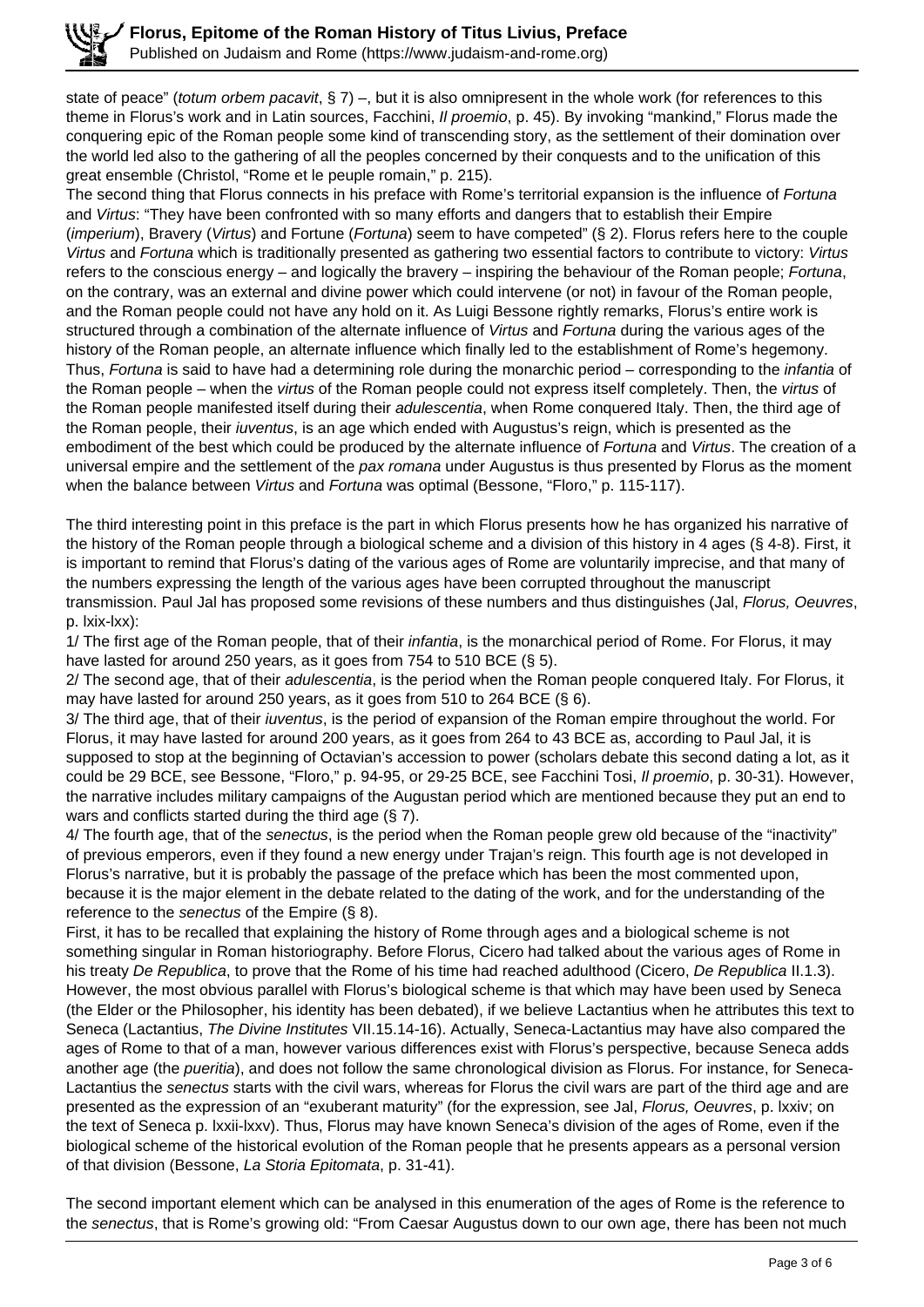state of peace" (*totum orbem pacavit*, § 7) –, but it is also omnipresent in the whole work (for references to this theme in Florus's work and in Latin sources, Facchini, *Il proemio*, p. 45). By invoking "mankind," Florus made the conquering epic of the Roman people some kind of transcending story, as the settlement of their domination over the world led also to the gathering of all the peoples concerned by their conquests and to the unification of this great ensemble (Christol, "Rome et le peuple romain," p. 215).
The second thing that Florus connects in his preface with Rome's territorial expansion is the influence of *Fortuna* and *Virtus*: "They have been confronted with so many efforts and dangers that to establish their Empire (*imperium*), Bravery (*Virtus*) and Fortune (*Fortuna*) seem to have competed" (§ 2). Florus refers here to the couple *Virtus* and *Fortuna* which is traditionally presented as gathering two essential factors to contribute to victory: *Virtus* refers to the conscious energy – and logically the bravery – inspiring the behaviour of the Roman people; *Fortuna*, on the contrary, was an external and divine power which could intervene (or not) in favour of the Roman people, and the Roman people could not have any hold on it. As Luigi Bessone rightly remarks, Florus's entire work is structured through a combination of the alternate influence of *Virtus* and *Fortuna* during the various ages of the history of the Roman people, an alternate influence which finally led to the establishment of Rome's hegemony. Thus, *Fortuna* is said to have had a determining role during the monarchic period – corresponding to the *infantia* of the Roman people – when the *virtus* of the Roman people could not express itself completely. Then, the *virtus* of the Roman people manifested itself during their *adulescentia*, when Rome conquered Italy. Then, the third age of the Roman people, their *iuventus*, is an age which ended with Augustus's reign, which is presented as the embodiment of the best which could be produced by the alternate influence of *Fortuna* and *Virtus*. The creation of a universal empire and the settlement of the *pax romana* under Augustus is thus presented by Florus as the moment when the balance between *Virtus* and *Fortuna* was optimal (Bessone, "Floro," p. 115-117).

The third interesting point in this preface is the part in which Florus presents how he has organized his narrative of the history of the Roman people through a biological scheme and a division of this history in 4 ages (§ 4-8). First, it is important to remind that Florus's dating of the various ages of Rome are voluntarily imprecise, and that many of the numbers expressing the length of the various ages have been corrupted throughout the manuscript transmission. Paul Jal has proposed some revisions of these numbers and thus distinguishes (Jal, *Florus, Oeuvres*, p. lxix-lxx):

1/ The first age of the Roman people, that of their *infantia*, is the monarchical period of Rome. For Florus, it may have lasted for around 250 years, as it goes from 754 to 510 BCE (§ 5).
2/ The second age, that of their *adulescentia*, is the period when the Roman people conquered Italy. For Florus, it may have lasted for around 250 years, as it goes from 510 to 264 BCE (§ 6).
3/ The third age, that of their *iuventus*, is the period of expansion of the Roman empire throughout the world. For Florus, it may have lasted for around 200 years, as it goes from 264 to 43 BCE as, according to Paul Jal, it is supposed to stop at the beginning of Octavian's accession to power (scholars debate this second dating a lot, as it could be 29 BCE, see Bessone, "Floro," p. 94-95, or 29-25 BCE, see Facchini Tosi, *Il proemio*, p. 30-31). However, the narrative includes military campaigns of the Augustan period which are mentioned because they put an end to wars and conflicts started during the third age (§ 7).
4/ The fourth age, that of the *senectus*, is the period when the Roman people grew old because of the "inactivity" of previous emperors, even if they found a new energy under Trajan's reign. This fourth age is not developed in Florus's narrative, but it is probably the passage of the preface which has been the most commented upon, because it is the major element in the debate related to the dating of the work, and for the understanding of the reference to the *senectus* of the Empire (§ 8).

First, it has to be recalled that explaining the history of Rome through ages and a biological scheme is not something singular in Roman historiography. Before Florus, Cicero had talked about the various ages of Rome in his treaty *De Republica*, to prove that the Rome of his time had reached adulthood (Cicero, *De Republica* II.1.3). However, the most obvious parallel with Florus's biological scheme is that which may have been used by Seneca (the Elder or the Philosopher, his identity has been debated), if we believe Lactantius when he attributes this text to Seneca (Lactantius, *The Divine Institutes* VII.15.14-16). Actually, Seneca-Lactantius may have also compared the ages of Rome to that of a man, however various differences exist with Florus's perspective, because Seneca adds another age (the *pueritia*), and does not follow the same chronological division as Florus. For instance, for Seneca-Lactantius the *senectus* starts with the civil wars, whereas for Florus the civil wars are part of the third age and are presented as the expression of an "exuberant maturity" (for the expression, see Jal, *Florus, Oeuvres*, p. lxxiv; on the text of Seneca p. lxxii-lxxv). Thus, Florus may have known Seneca's division of the ages of Rome, even if the biological scheme of the historical evolution of the Roman people that he presents appears as a personal version of that division (Bessone, *La Storia Epitomata*, p. 31-41).

The second important element which can be analysed in this enumeration of the ages of Rome is the reference to the *senectus*, that is Rome's growing old: "From Caesar Augustus down to our own age, there has been not much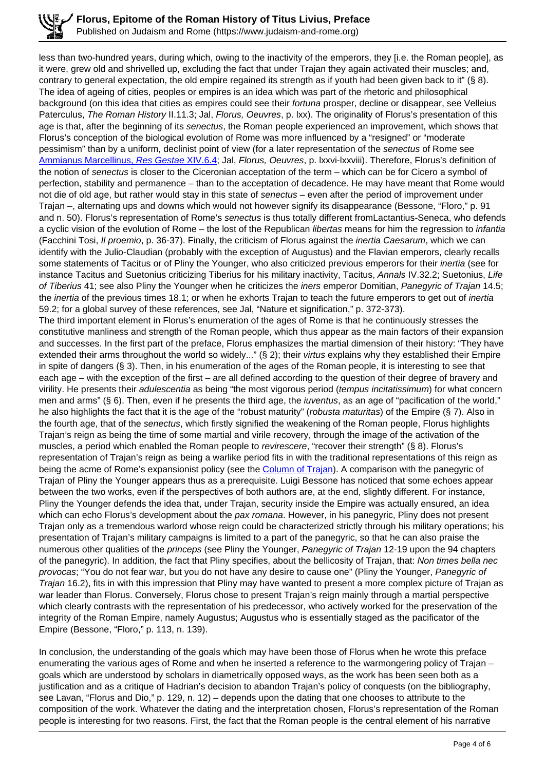less than two-hundred years, during which, owing to the inactivity of the emperors, they [i.e. the Roman people], as it were, grew old and shrivelled up, excluding the fact that under Trajan they again activated their muscles; and, contrary to general expectation, the old empire regained its strength as if youth had been given back to it" (§ 8). The idea of ageing of cities, peoples or empires is an idea which was part of the rhetoric and philosophical background (on this idea that cities as empires could see their *fortuna* prosper, decline or disappear, see Velleius Paterculus, *The Roman History* II.11.3; Jal, *Florus, Oeuvres*, p. lxx). The originality of Florus's presentation of this age is that, after the beginning of its *senectus*, the Roman people experienced an improvement, which shows that Florus's conception of the biological evolution of Rome was more influenced by a "resigned" or "moderate pessimism" than by a uniform, declinist point of view (for a later representation of the *senectus* of Rome see Ammianus Marcellinus, *Res Gestae* XIV.6.4; Jal, *Florus, Oeuvres*, p. lxxvi-lxxviii). Therefore, Florus's definition of the notion of *senectus* is closer to the Ciceronian acceptation of the term – which can be for Cicero a symbol of perfection, stability and permanence – than to the acceptation of decadence. He may have meant that Rome would not die of old age, but rather would stay in this state of *senectus* – even after the period of improvement under Trajan –, alternating ups and downs which would not however signify its disappearance (Bessone, "Floro," p. 91 and n. 50). Florus's representation of Rome's *senectus* is thus totally different fromLactantius-Seneca, who defends a cyclic vision of the evolution of Rome – the lost of the Republican *libertas* means for him the regression to *infantia* (Facchini Tosi, *Il proemio*, p. 36-37). Finally, the criticism of Florus against the *inertia Caesarum*, which we can identify with the Julio-Claudian (probably with the exception of Augustus) and the Flavian emperors, clearly recalls some statements of Tacitus or of Pliny the Younger, who also criticized previous emperors for their *inertia* (see for instance Tacitus and Suetonius criticizing Tiberius for his military inactivity, Tacitus, *Annals* IV.32.2; Suetonius, *Life of Tiberius* 41; see also Pliny the Younger when he criticizes the *iners* emperor Domitian, *Panegyric of Trajan* 14.5; the *inertia* of the previous times 18.1; or when he exhorts Trajan to teach the future emperors to get out of *inertia* 59.2; for a global survey of these references, see Jal, "Nature et signification," p. 372-373).

The third important element in Florus's enumeration of the ages of Rome is that he continuously stresses the constitutive manliness and strength of the Roman people, which thus appear as the main factors of their expansion and successes. In the first part of the preface, Florus emphasizes the martial dimension of their history: "They have extended their arms throughout the world so widely..." (§ 2); their *virtus* explains why they established their Empire in spite of dangers (§ 3). Then, in his enumeration of the ages of the Roman people, it is interesting to see that each age – with the exception of the first – are all defined according to the question of their degree of bravery and virility. He presents their *adulescentia* as being "the most vigorous period (*tempus incitatissimum*) for what concern men and arms" (§ 6). Then, even if he presents the third age, the *iuventus*, as an age of "pacification of the world," he also highlights the fact that it is the age of the "robust maturity" (*robusta maturitas*) of the Empire (§ 7). Also in the fourth age, that of the *senectus*, which firstly signified the weakening of the Roman people, Florus highlights Trajan's reign as being the time of some martial and virile recovery, through the image of the activation of the muscles, a period which enabled the Roman people to *revirescere*, "recover their strength" (§ 8). Florus's representation of Trajan's reign as being a warlike period fits in with the traditional representations of this reign as being the acme of Rome's expansionist policy (see the Column of Trajan). A comparison with the panegyric of Trajan of Pliny the Younger appears thus as a prerequisite. Luigi Bessone has noticed that some echoes appear between the two works, even if the perspectives of both authors are, at the end, slightly different. For instance, Pliny the Younger defends the idea that, under Trajan, security inside the Empire was actually ensured, an idea which can echo Florus's development about the *pax romana*. However, in his panegyric, Pliny does not present Trajan only as a tremendous warlord whose reign could be characterized strictly through his military operations; his presentation of Trajan's military campaigns is limited to a part of the panegyric, so that he can also praise the numerous other qualities of the *princeps* (see Pliny the Younger, *Panegyric of Trajan* 12-19 upon the 94 chapters of the panegyric). In addition, the fact that Pliny specifies, about the bellicosity of Trajan, that: *Non times bella nec provocas*; "You do not fear war, but you do not have any desire to cause one" (Pliny the Younger, *Panegyric of Trajan* 16.2), fits in with this impression that Pliny may have wanted to present a more complex picture of Trajan as war leader than Florus. Conversely, Florus chose to present Trajan's reign mainly through a martial perspective which clearly contrasts with the representation of his predecessor, who actively worked for the preservation of the integrity of the Roman Empire, namely Augustus; Augustus who is essentially staged as the pacificator of the Empire (Bessone, "Floro," p. 113, n. 139).

In conclusion, the understanding of the goals which may have been those of Florus when he wrote this preface enumerating the various ages of Rome and when he inserted a reference to the warmongering policy of Trajan – goals which are understood by scholars in diametrically opposed ways, as the work has been seen both as a justification and as a critique of Hadrian's decision to abandon Trajan's policy of conquests (on the bibliography, see Lavan, "Florus and Dio," p. 129, n. 12) – depends upon the dating that one chooses to attribute to the composition of the work. Whatever the dating and the interpretation chosen, Florus's representation of the Roman people is interesting for two reasons. First, the fact that the Roman people is the central element of his narrative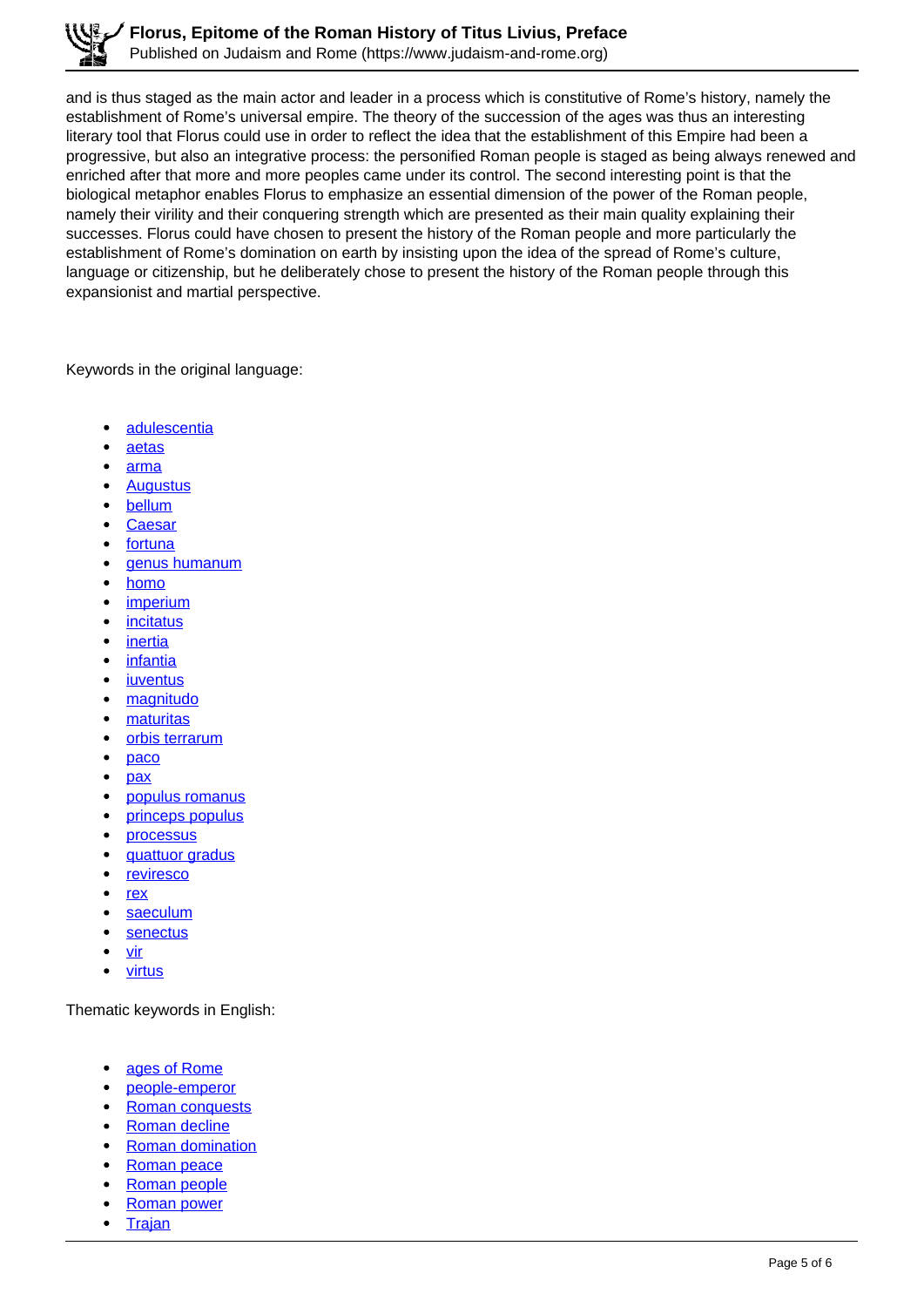and is thus staged as the main actor and leader in a process which is constitutive of Rome's history, namely the establishment of Rome's universal empire. The theory of the succession of the ages was thus an interesting literary tool that Florus could use in order to reflect the idea that the establishment of this Empire had been a progressive, but also an integrative process: the personified Roman people is staged as being always renewed and enriched after that more and more peoples came under its control. The second interesting point is that the biological metaphor enables Florus to emphasize an essential dimension of the power of the Roman people, namely their virility and their conquering strength which are presented as their main quality explaining their successes. Florus could have chosen to present the history of the Roman people and more particularly the establishment of Rome's domination on earth by insisting upon the idea of the spread of Rome's culture, language or citizenship, but he deliberately chose to present the history of the Roman people through this expansionist and martial perspective.

Keywords in the original language:

- adulescentia
- aetas
- arma
- Augustus
- bellum
- Caesar
- fortuna
- genus humanum
- homo
- imperium
- incitatus
- inertia
- infantia
- iuventus
- magnitudo
- maturitas
- orbis terrarum
- paco
- pax
- populus romanus
- princeps populus
- processus
- quattuor gradus
- reviresco
- rex
- saeculum
- senectus
- vir
- virtus

Thematic keywords in English:

- ages of Rome
- people-emperor
- Roman conquests
- Roman decline
- Roman domination
- Roman peace
- Roman people
- Roman power
- Trajan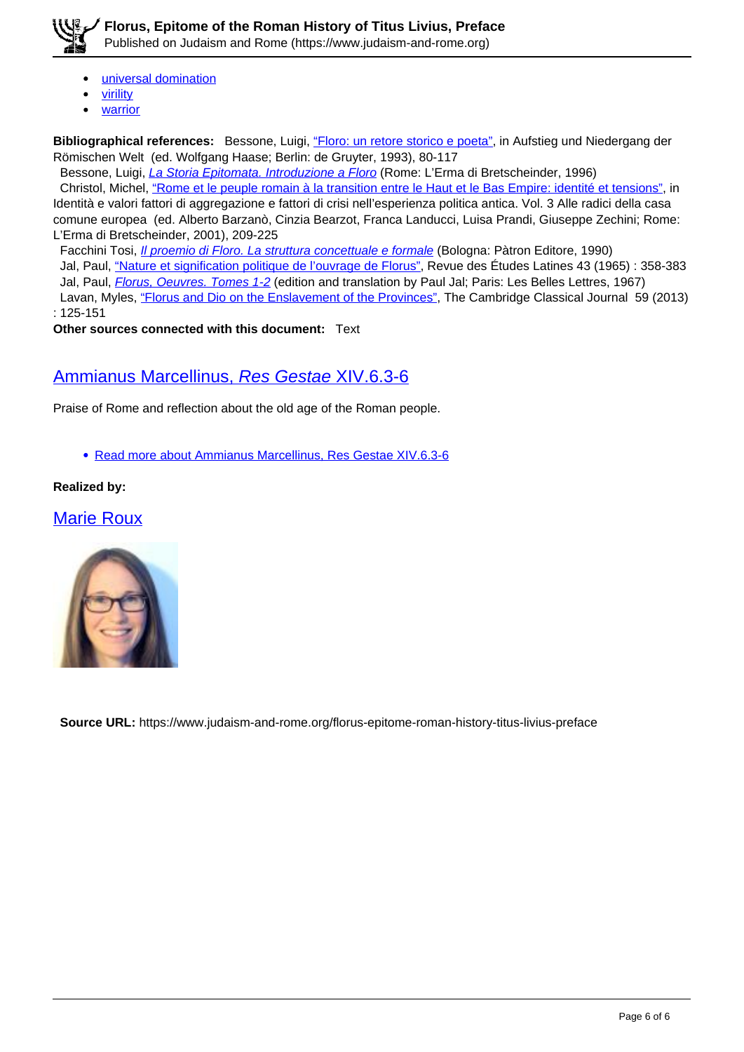- universal domination
- virility
- warrior

**Bibliographical references:** Bessone, Luigi, "Floro: un retore storico e poeta", in Aufstieg und Niedergang der Römischen Welt (ed. Wolfgang Haase; Berlin: de Gruyter, 1993), 80-117
Bessone, Luigi, *La Storia Epitomata. Introduzione a Floro* (Rome: L'Erma di Bretscheinder, 1996)
Christol, Michel, "Rome et le peuple romain à la transition entre le Haut et le Bas Empire: identité et tensions", in Identità e valori fattori di aggregazione e fattori di crisi nell'esperienza politica antica. Vol. 3 Alle radici della casa comune europea (ed. Alberto Barzanò, Cinzia Bearzot, Franca Landucci, Luisa Prandi, Giuseppe Zechini; Rome: L'Erma di Bretscheinder, 2001), 209-225
Facchini Tosi, *Il proemio di Floro. La struttura concettuale e formale* (Bologna: Pàtron Editore, 1990)
Jal, Paul, "Nature et signification politique de l'ouvrage de Florus", Revue des Études Latines 43 (1965) : 358-383
Jal, Paul, *Florus, Oeuvres. Tomes 1-2* (edition and translation by Paul Jal; Paris: Les Belles Lettres, 1967)
Lavan, Myles, "Florus and Dio on the Enslavement of the Provinces", The Cambridge Classical Journal 59 (2013) : 125-151

**Other sources connected with this document:** Text

## Ammianus Marcellinus, *Res Gestae* XIV.6.3-6

Praise of Rome and reflection about the old age of the Roman people.

- Read more about Ammianus Marcellinus, Res Gestae XIV.6.3-6

**Realized by:**

## Marie Roux

**Source URL:** https://www.judaism-and-rome.org/florus-epitome-roman-history-titus-livius-preface